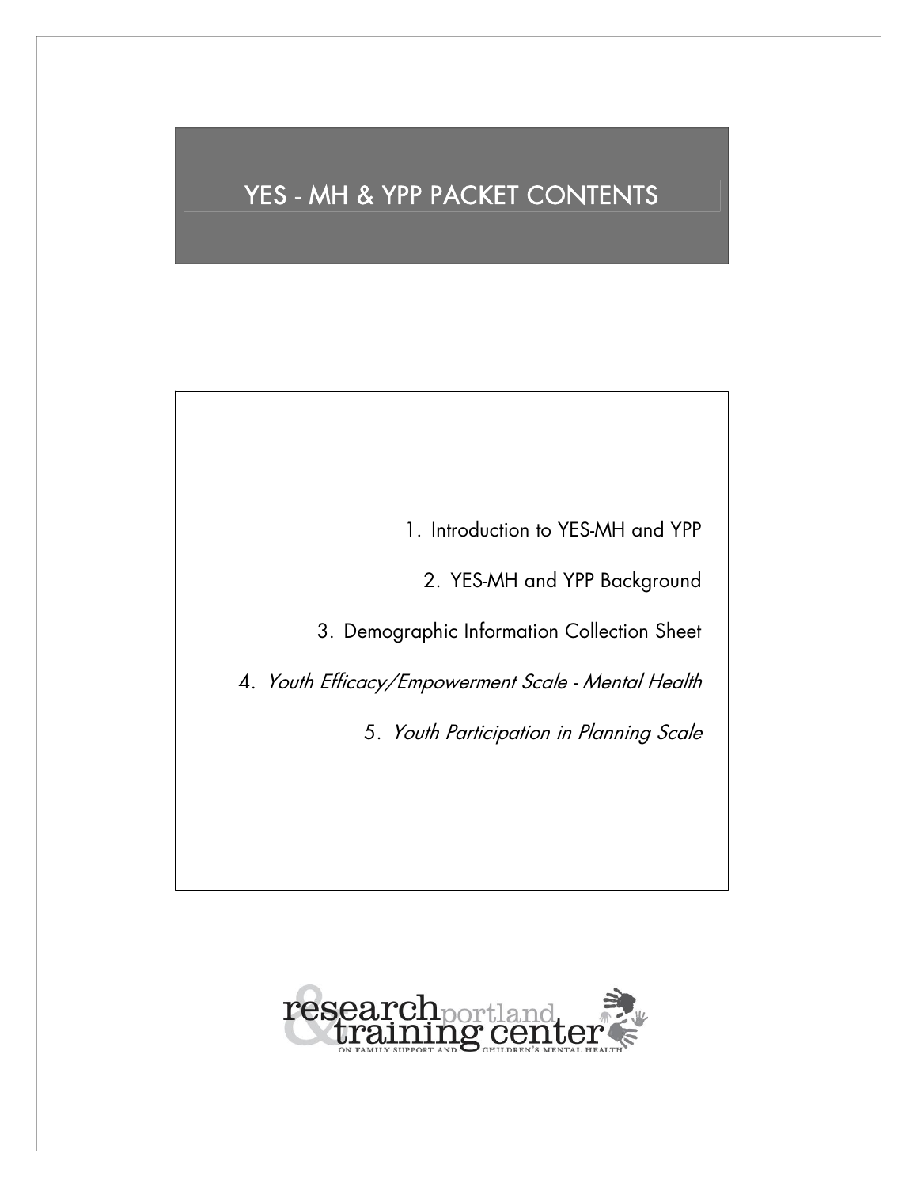# YES - MH & YPP PACKET CONTENTS

1. Introduction to YES-MH and YPP
2. YES-MH and YPP Background
3. Demographic Information Collection Sheet
4. *Youth Efficacy/Empowerment Scale - Mental Health*
5. *Youth Participation in Planning Scale*

research & training center portland

ON FAMILY SUPPORT AND CHILDREN'S MENTAL HEALTH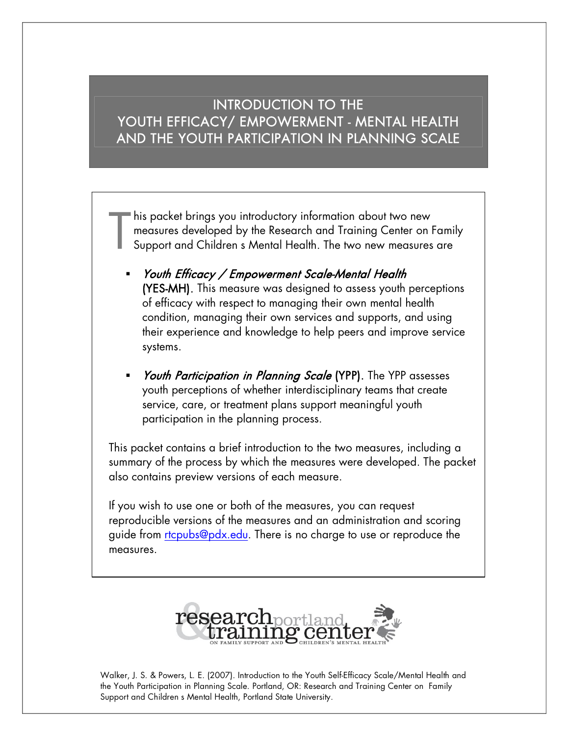# INTRODUCTION TO THE YOUTH EFFICACY/ EMPOWERMENT - MENTAL HEALTH AND THE YOUTH PARTICIPATION IN PLANNING SCALE

This packet brings you introductory information about two new measures developed by the Research and Training Center on Family Support and Children s Mental Health. The two new measures are

- *Youth Efficacy / Empowerment Scale-Mental Health* (YES-MH). This measure was designed to assess youth perceptions of efficacy with respect to managing their own mental health condition, managing their own services and supports, and using their experience and knowledge to help peers and improve service systems.
- *Youth Participation in Planning Scale* (YPP). The YPP assesses youth perceptions of whether interdisciplinary teams that create service, care, or treatment plans support meaningful youth participation in the planning process.

This packet contains a brief introduction to the two measures, including a summary of the process by which the measures were developed. The packet also contains preview versions of each measure.

If you wish to use one or both of the measures, you can request reproducible versions of the measures and an administration and scoring guide from rtcpubs@pdx.edu. There is no charge to use or reproduce the measures.

research & training center portland
ON FAMILY SUPPORT AND CHILDREN'S MENTAL HEALTH

Walker, J. S. & Powers, L. E. (2007). Introduction to the Youth Self-Efficacy Scale/Mental Health and the Youth Participation in Planning Scale. Portland, OR: Research and Training Center on Family Support and Children s Mental Health, Portland State University.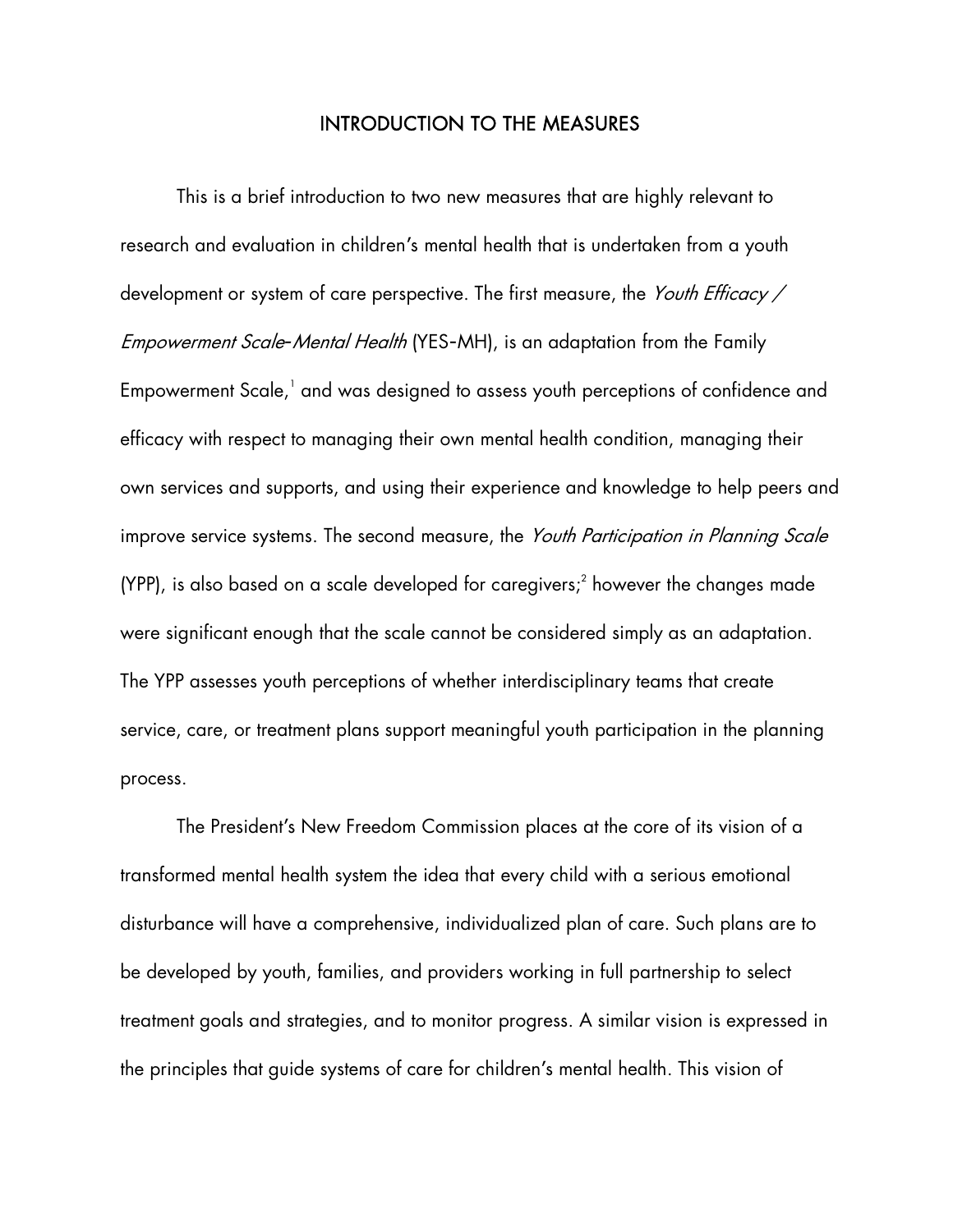## INTRODUCTION TO THE MEASURES

This is a brief introduction to two new measures that are highly relevant to research and evaluation in children's mental health that is undertaken from a youth development or system of care perspective. The first measure, the *Youth Efficacy / Empowerment Scale-Mental Health* (YES-MH), is an adaptation from the Family Empowerment Scale,[1] and was designed to assess youth perceptions of confidence and efficacy with respect to managing their own mental health condition, managing their own services and supports, and using their experience and knowledge to help peers and improve service systems. The second measure, the *Youth Participation in Planning Scale* (YPP), is also based on a scale developed for caregivers;[2] however the changes made were significant enough that the scale cannot be considered simply as an adaptation. The YPP assesses youth perceptions of whether interdisciplinary teams that create service, care, or treatment plans support meaningful youth participation in the planning process.

The President's New Freedom Commission places at the core of its vision of a transformed mental health system the idea that every child with a serious emotional disturbance will have a comprehensive, individualized plan of care. Such plans are to be developed by youth, families, and providers working in full partnership to select treatment goals and strategies, and to monitor progress. A similar vision is expressed in the principles that guide systems of care for children's mental health. This vision of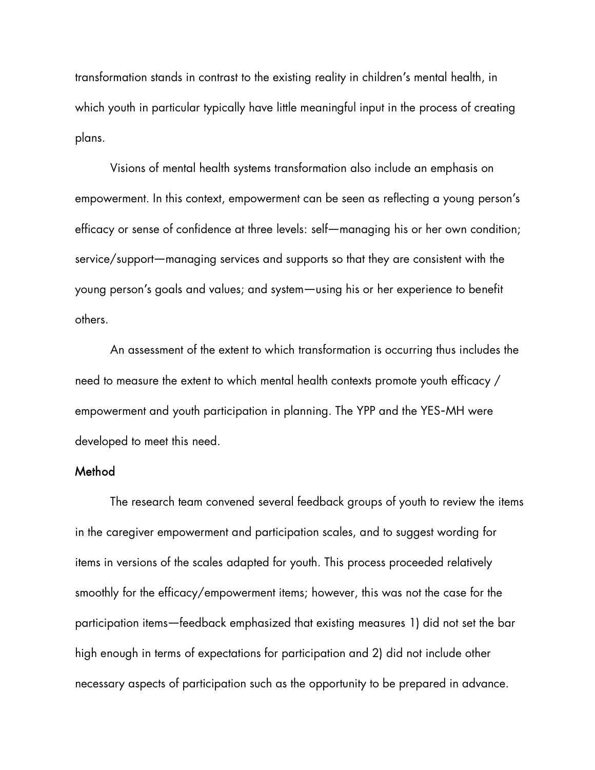transformation stands in contrast to the existing reality in children's mental health, in which youth in particular typically have little meaningful input in the process of creating plans.

Visions of mental health systems transformation also include an emphasis on empowerment. In this context, empowerment can be seen as reflecting a young person's efficacy or sense of confidence at three levels: self—managing his or her own condition; service/support—managing services and supports so that they are consistent with the young person's goals and values; and system—using his or her experience to benefit others.

An assessment of the extent to which transformation is occurring thus includes the need to measure the extent to which mental health contexts promote youth efficacy / empowerment and youth participation in planning. The YPP and the YES-MH were developed to meet this need.

## Method

The research team convened several feedback groups of youth to review the items in the caregiver empowerment and participation scales, and to suggest wording for items in versions of the scales adapted for youth. This process proceeded relatively smoothly for the efficacy/empowerment items; however, this was not the case for the participation items—feedback emphasized that existing measures 1) did not set the bar high enough in terms of expectations for participation and 2) did not include other necessary aspects of participation such as the opportunity to be prepared in advance.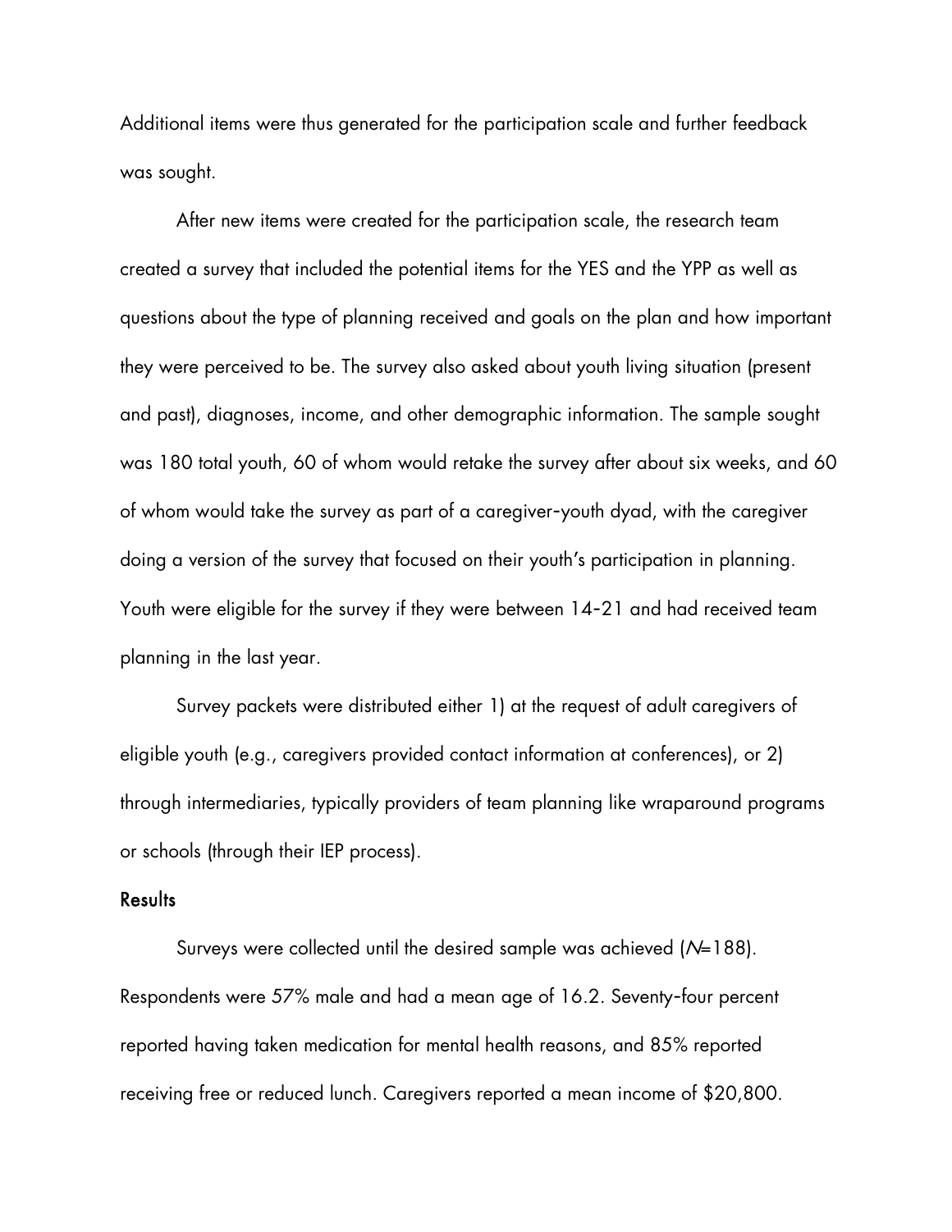Additional items were thus generated for the participation scale and further feedback was sought.

After new items were created for the participation scale, the research team created a survey that included the potential items for the YES and the YPP as well as questions about the type of planning received and goals on the plan and how important they were perceived to be. The survey also asked about youth living situation (present and past), diagnoses, income, and other demographic information. The sample sought was 180 total youth, 60 of whom would retake the survey after about six weeks, and 60 of whom would take the survey as part of a caregiver-youth dyad, with the caregiver doing a version of the survey that focused on their youth's participation in planning. Youth were eligible for the survey if they were between 14-21 and had received team planning in the last year.

Survey packets were distributed either 1) at the request of adult caregivers of eligible youth (e.g., caregivers provided contact information at conferences), or 2) through intermediaries, typically providers of team planning like wraparound programs or schools (through their IEP process).

## Results

Surveys were collected until the desired sample was achieved ($N$=188). Respondents were 57% male and had a mean age of 16.2. Seventy-four percent reported having taken medication for mental health reasons, and 85% reported receiving free or reduced lunch. Caregivers reported a mean income of $20,800.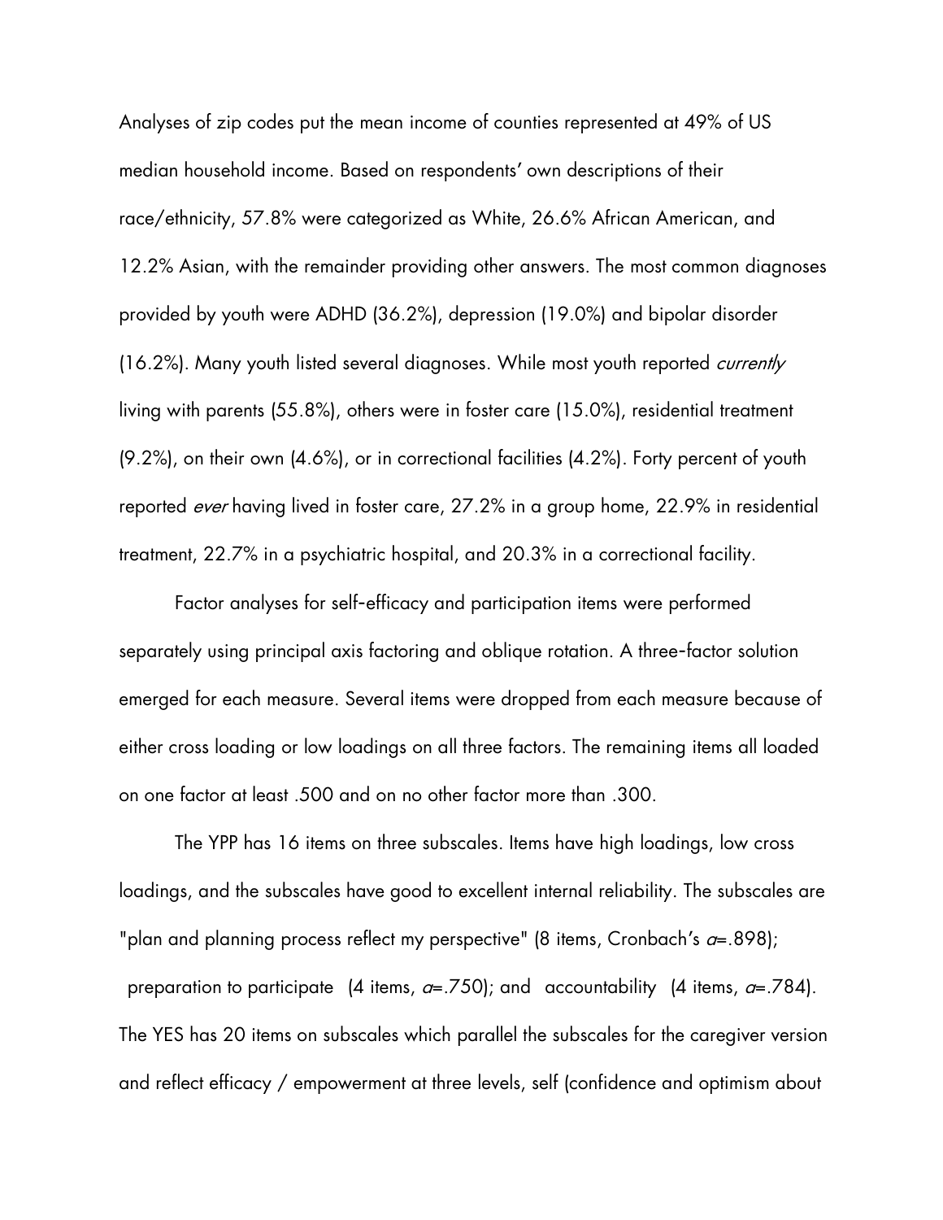Analyses of zip codes put the mean income of counties represented at 49% of US median household income. Based on respondents' own descriptions of their race/ethnicity, 57.8% were categorized as White, 26.6% African American, and 12.2% Asian, with the remainder providing other answers. The most common diagnoses provided by youth were ADHD (36.2%), depression (19.0%) and bipolar disorder (16.2%). Many youth listed several diagnoses. While most youth reported *currently* living with parents (55.8%), others were in foster care (15.0%), residential treatment (9.2%), on their own (4.6%), or in correctional facilities (4.2%). Forty percent of youth reported *ever* having lived in foster care, 27.2% in a group home, 22.9% in residential treatment, 22.7% in a psychiatric hospital, and 20.3% in a correctional facility.

Factor analyses for self-efficacy and participation items were performed separately using principal axis factoring and oblique rotation. A three-factor solution emerged for each measure. Several items were dropped from each measure because of either cross loading or low loadings on all three factors. The remaining items all loaded on one factor at least .500 and on no other factor more than .300.

The YPP has 16 items on three subscales. Items have high loadings, low cross loadings, and the subscales have good to excellent internal reliability. The subscales are "plan and planning process reflect my perspective" (8 items, Cronbach's $\alpha$=.898); preparation to participate (4 items, $\alpha$=.750); and accountability (4 items, $\alpha$=.784). The YES has 20 items on subscales which parallel the subscales for the caregiver version and reflect efficacy / empowerment at three levels, self (confidence and optimism about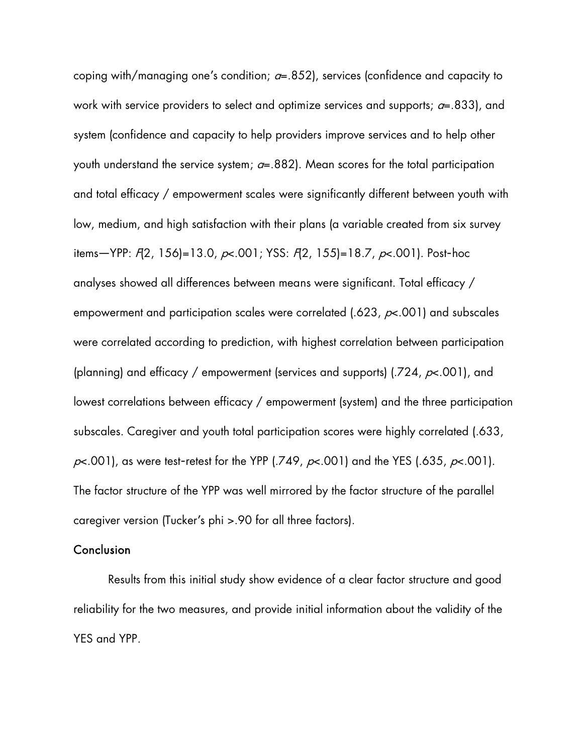coping with/managing one's condition; $\alpha$=.852), services (confidence and capacity to work with service providers to select and optimize services and supports; $\alpha$=.833), and system (confidence and capacity to help providers improve services and to help other youth understand the service system; $\alpha$=.882). Mean scores for the total participation and total efficacy / empowerment scales were significantly different between youth with low, medium, and high satisfaction with their plans (a variable created from six survey items—YPP: $F(2, 156)=13.0$, $p<.001$; YSS: $F(2, 155)=18.7$, $p<.001$). Post-hoc analyses showed all differences between means were significant. Total efficacy / empowerment and participation scales were correlated (.623, $p<.001$) and subscales were correlated according to prediction, with highest correlation between participation (planning) and efficacy / empowerment (services and supports) (.724, $p<.001$), and lowest correlations between efficacy / empowerment (system) and the three participation subscales. Caregiver and youth total participation scores were highly correlated (.633, $p<.001$), as were test-retest for the YPP (.749, $p<.001$) and the YES (.635, $p<.001$). The factor structure of the YPP was well mirrored by the factor structure of the parallel caregiver version (Tucker's phi >.90 for all three factors).

## Conclusion

Results from this initial study show evidence of a clear factor structure and good reliability for the two measures, and provide initial information about the validity of the YES and YPP.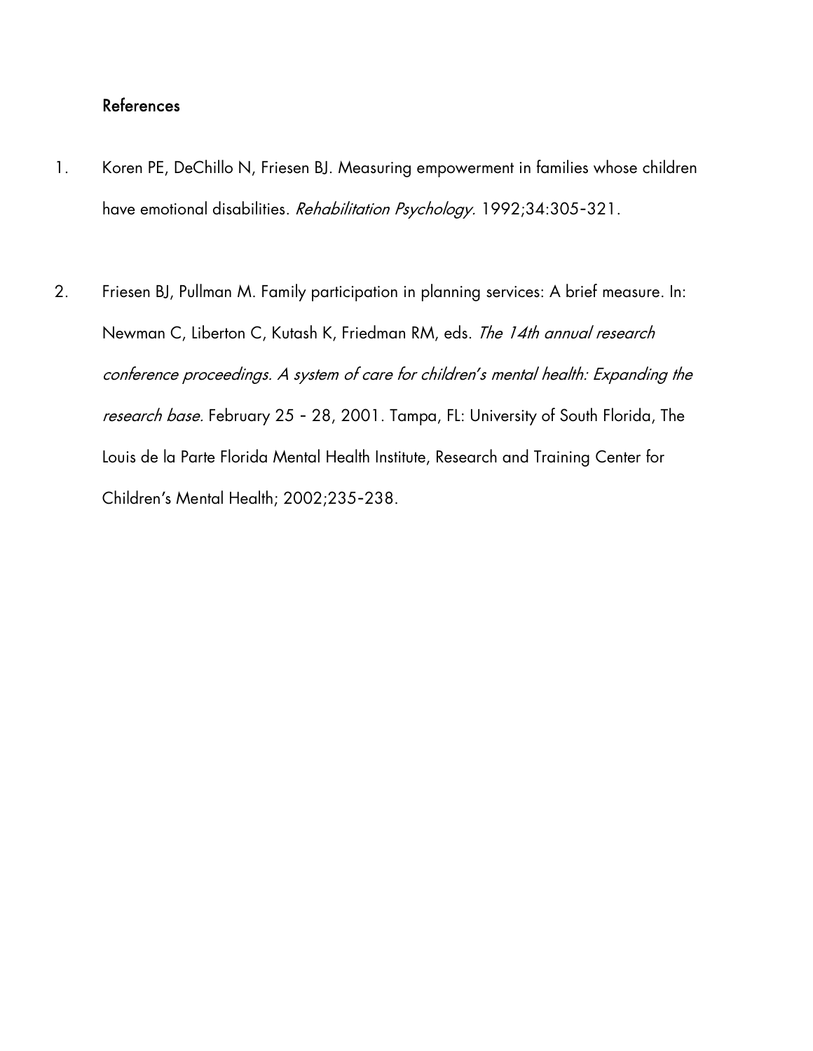## References

1. Koren PE, DeChillo N, Friesen BJ. Measuring empowerment in families whose children have emotional disabilities. *Rehabilitation Psychology.* 1992;34:305-321.

2. Friesen BJ, Pullman M. Family participation in planning services: A brief measure. In: Newman C, Liberton C, Kutash K, Friedman RM, eds. *The 14th annual research conference proceedings. A system of care for children's mental health: Expanding the research base.* February 25 - 28, 2001. Tampa, FL: University of South Florida, The Louis de la Parte Florida Mental Health Institute, Research and Training Center for Children's Mental Health; 2002;235-238.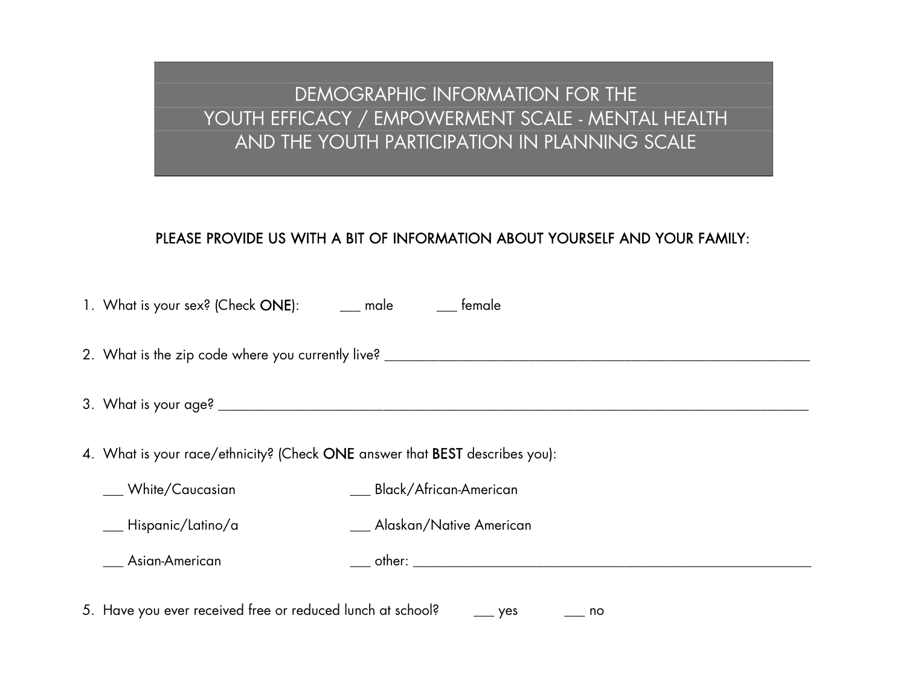# DEMOGRAPHIC INFORMATION FOR THE YOUTH EFFICACY / EMPOWERMENT SCALE - MENTAL HEALTH AND THE YOUTH PARTICIPATION IN PLANNING SCALE

**PLEASE PROVIDE US WITH A BIT OF INFORMATION ABOUT YOURSELF AND YOUR FAMILY:**

1. What is your sex? (Check **ONE**): ___ male ___ female

2. What is the zip code where you currently live? ____________________________________________

3. What is your age? ____________________________________________

4. What is your race/ethnicity? (Check **ONE** answer that **BEST** describes you):

   ___ White/Caucasian ___ Black/African-American

   ___ Hispanic/Latino/a ___ Alaskan/Native American

   ___ Asian-American ___ other: ____________________________________________

5. Have you ever received free or reduced lunch at school? ___ yes ___ no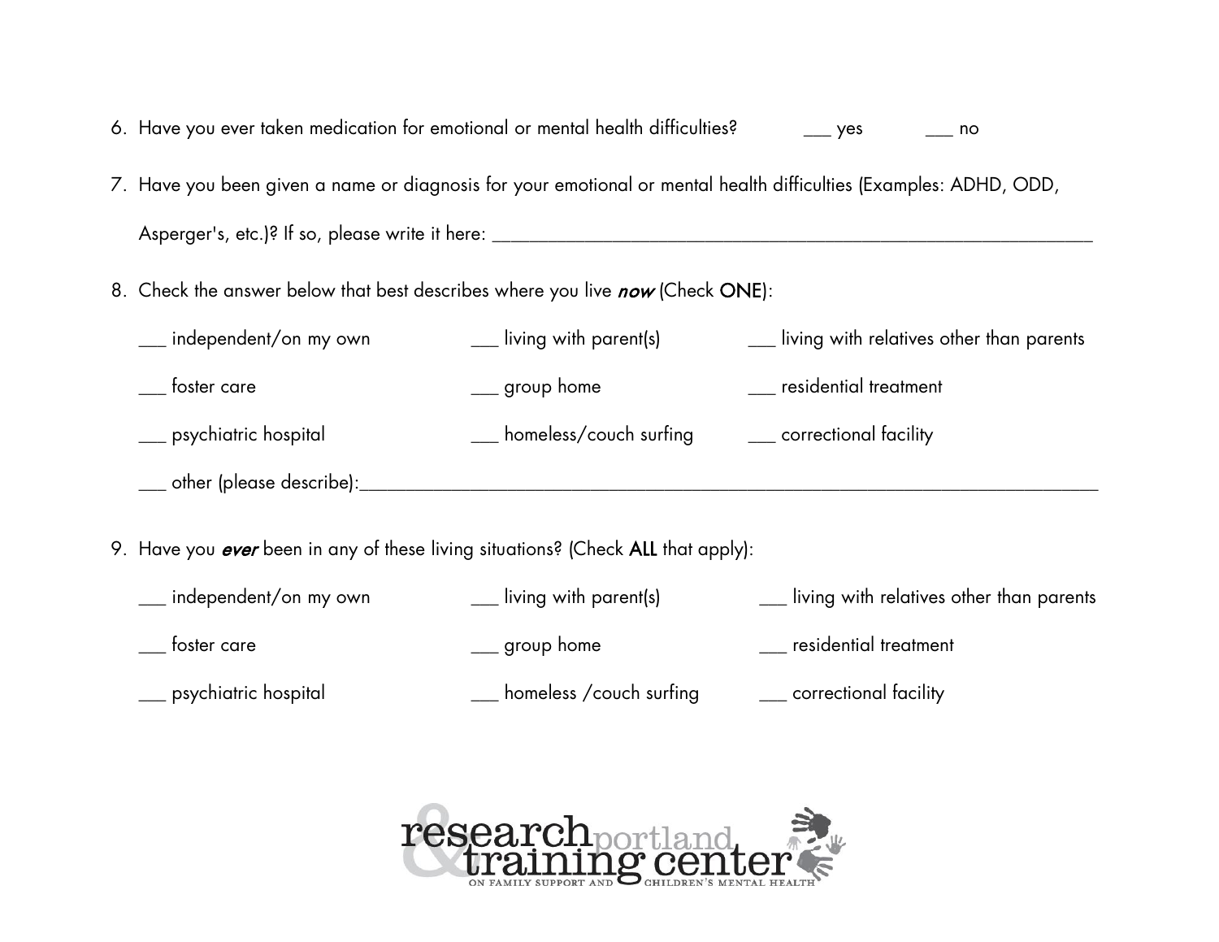6. Have you ever taken medication for emotional or mental health difficulties? ___ yes ___ no

7. Have you been given a name or diagnosis for your emotional or mental health difficulties (Examples: ADHD, ODD, Asperger's, etc.)? If so, please write it here: ______________________________________________________________

8. Check the answer below that best describes where you live *now* (Check ONE):

   ___ independent/on my own ___ living with parent(s) ___ living with relatives other than parents

   ___ foster care ___ group home ___ residential treatment

   ___ psychiatric hospital ___ homeless/couch surfing ___ correctional facility

   ___ other (please describe):______________________________________________________________

9. Have you *ever* been in any of these living situations? (Check ALL that apply):

   ___ independent/on my own ___ living with parent(s) ___ living with relatives other than parents

   ___ foster care ___ group home ___ residential treatment

   ___ psychiatric hospital ___ homeless /couch surfing ___ correctional facility

research & training center portland
ON FAMILY SUPPORT AND CHILDREN'S MENTAL HEALTH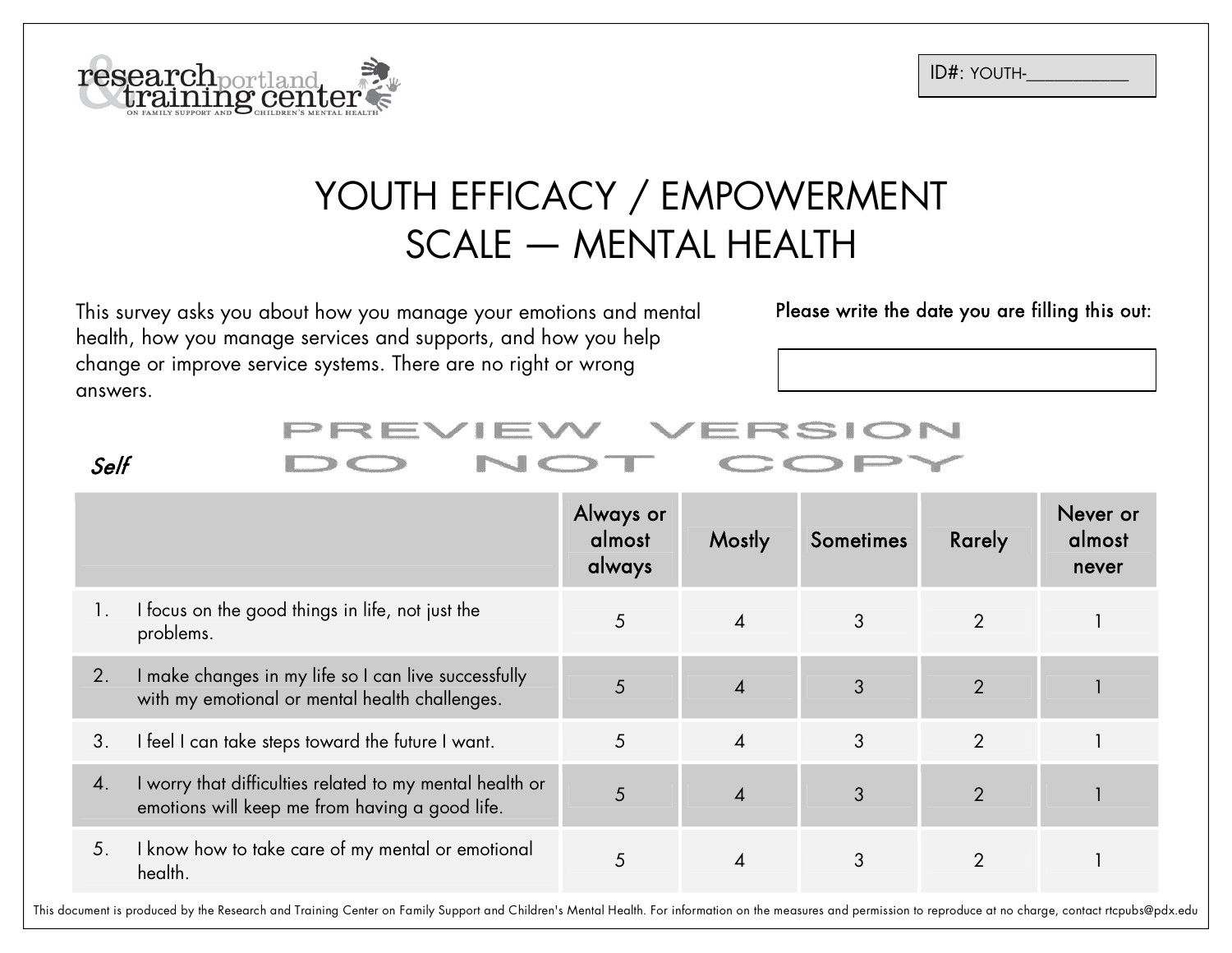ID#: YOUTH-___________

# YOUTH EFFICACY / EMPOWERMENT SCALE — MENTAL HEALTH

This survey asks you about how you manage your emotions and mental health, how you manage services and supports, and how you help change or improve service systems. There are no right or wrong answers.

**Please write the date you are filling this out:**

PREVIEW VERSION DO NOT COPY

*Self*

| | | Always or almost always | Mostly | Sometimes | Rarely | Never or almost never |
|---|---|---|---|---|---|---|
| 1. | I focus on the good things in life, not just the problems. | 5 | 4 | 3 | 2 | 1 |
| 2. | I make changes in my life so I can live successfully with my emotional or mental health challenges. | 5 | 4 | 3 | 2 | 1 |
| 3. | I feel I can take steps toward the future I want. | 5 | 4 | 3 | 2 | 1 |
| 4. | I worry that difficulties related to my mental health or emotions will keep me from having a good life. | 5 | 4 | 3 | 2 | 1 |
| 5. | I know how to take care of my mental or emotional health. | 5 | 4 | 3 | 2 | 1 |

This document is produced by the Research and Training Center on Family Support and Children's Mental Health. For information on the measures and permission to reproduce at no charge, contact rtcpubs@pdx.edu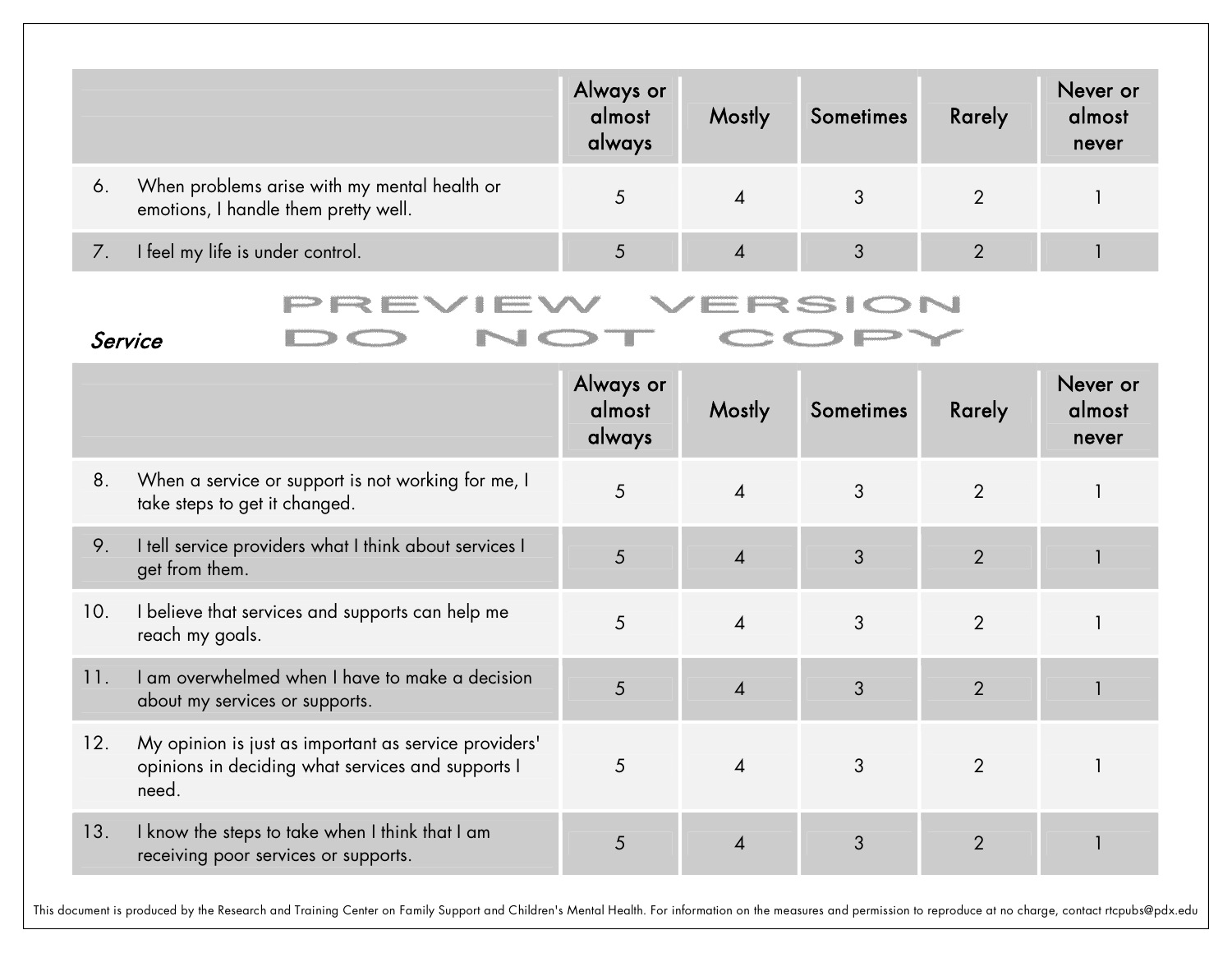| | Always or almost always | Mostly | Sometimes | Rarely | Never or almost never |
|---|---|---|---|---|---|
| 6. When problems arise with my mental health or emotions, I handle them pretty well. | 5 | 4 | 3 | 2 | 1 |
| 7. I feel my life is under control. | 5 | 4 | 3 | 2 | 1 |

PREVIEW VERSION DO NOT COPY

*Service*

| | Always or almost always | Mostly | Sometimes | Rarely | Never or almost never |
|---|---|---|---|---|---|
| 8. When a service or support is not working for me, I take steps to get it changed. | 5 | 4 | 3 | 2 | 1 |
| 9. I tell service providers what I think about services I get from them. | 5 | 4 | 3 | 2 | 1 |
| 10. I believe that services and supports can help me reach my goals. | 5 | 4 | 3 | 2 | 1 |
| 11. I am overwhelmed when I have to make a decision about my services or supports. | 5 | 4 | 3 | 2 | 1 |
| 12. My opinion is just as important as service providers' opinions in deciding what services and supports I need. | 5 | 4 | 3 | 2 | 1 |
| 13. I know the steps to take when I think that I am receiving poor services or supports. | 5 | 4 | 3 | 2 | 1 |

This document is produced by the Research and Training Center on Family Support and Children's Mental Health. For information on the measures and permission to reproduce at no charge, contact rtcpubs@pdx.edu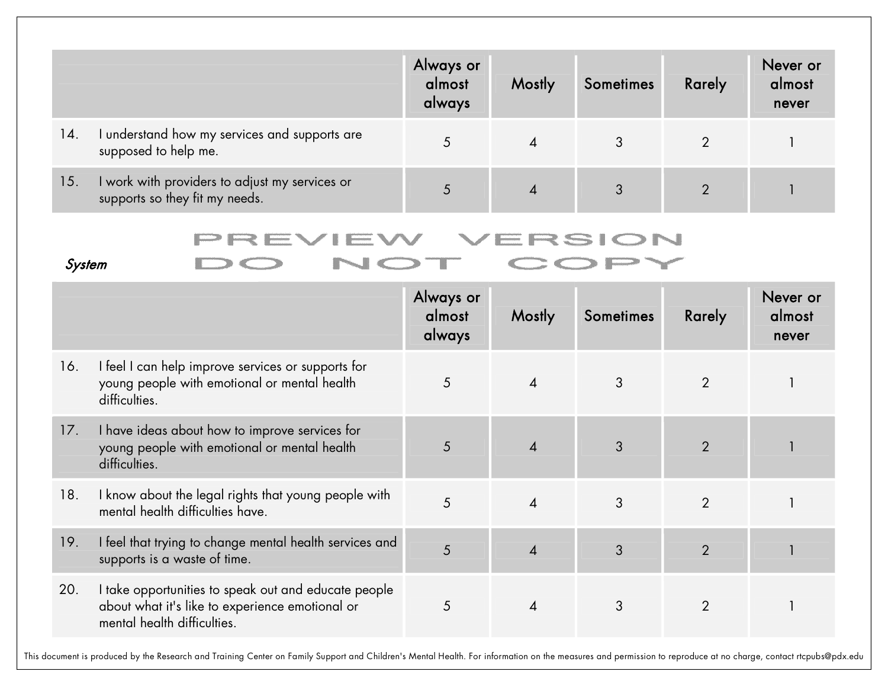| | Always or almost always | Mostly | Sometimes | Rarely | Never or almost never |
|---|---|---|---|---|---|
| 14. I understand how my services and supports are supposed to help me. | 5 | 4 | 3 | 2 | 1 |
| 15. I work with providers to adjust my services or supports so they fit my needs. | 5 | 4 | 3 | 2 | 1 |

PREVIEW VERSION DO NOT COPY

*System*

| | Always or almost always | Mostly | Sometimes | Rarely | Never or almost never |
|---|---|---|---|---|---|
| 16. I feel I can help improve services or supports for young people with emotional or mental health difficulties. | 5 | 4 | 3 | 2 | 1 |
| 17. I have ideas about how to improve services for young people with emotional or mental health difficulties. | 5 | 4 | 3 | 2 | 1 |
| 18. I know about the legal rights that young people with mental health difficulties have. | 5 | 4 | 3 | 2 | 1 |
| 19. I feel that trying to change mental health services and supports is a waste of time. | 5 | 4 | 3 | 2 | 1 |
| 20. I take opportunities to speak out and educate people about what it's like to experience emotional or mental health difficulties. | 5 | 4 | 3 | 2 | 1 |

This document is produced by the Research and Training Center on Family Support and Children's Mental Health. For information on the measures and permission to reproduce at no charge, contact rtcpubs@pdx.edu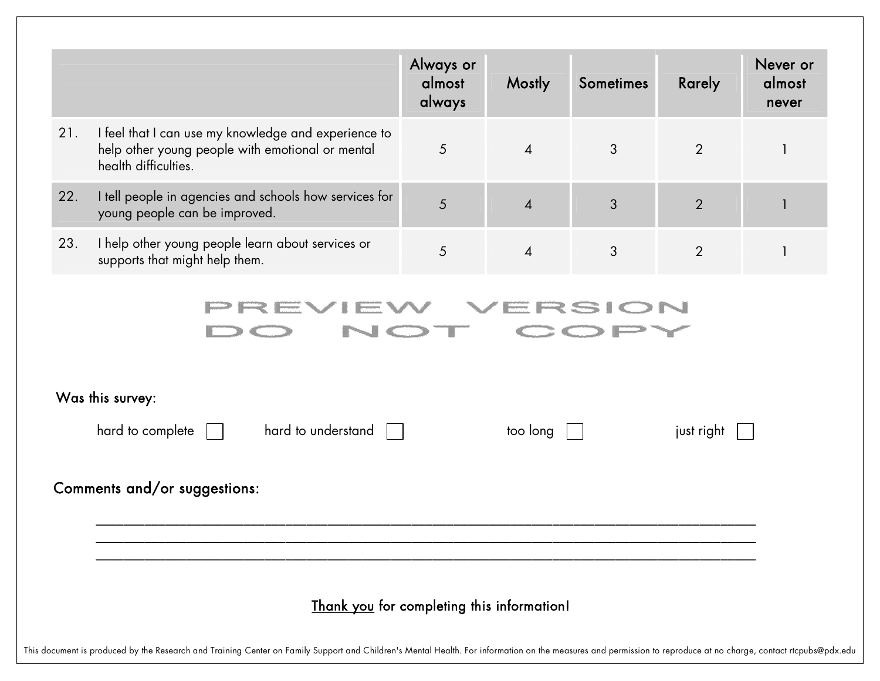| | | Always or almost always | Mostly | Sometimes | Rarely | Never or almost never |
|---|---|---|---|---|---|---|
| 21. | I feel that I can use my knowledge and experience to help other young people with emotional or mental health difficulties. | 5 | 4 | 3 | 2 | 1 |
| 22. | I tell people in agencies and schools how services for young people can be improved. | 5 | 4 | 3 | 2 | 1 |
| 23. | I help other young people learn about services or supports that might help them. | 5 | 4 | 3 | 2 | 1 |

PREVIEW VERSION
DO NOT COPY

Was this survey:

hard to complete ☐ hard to understand ☐ too long ☐ just right ☐

Comments and/or suggestions:

___________________________________________________________________________

___________________________________________________________________________

___________________________________________________________________________

Thank you for completing this information!

This document is produced by the Research and Training Center on Family Support and Children's Mental Health. For information on the measures and permission to reproduce at no charge, contact rtcpubs@pdx.edu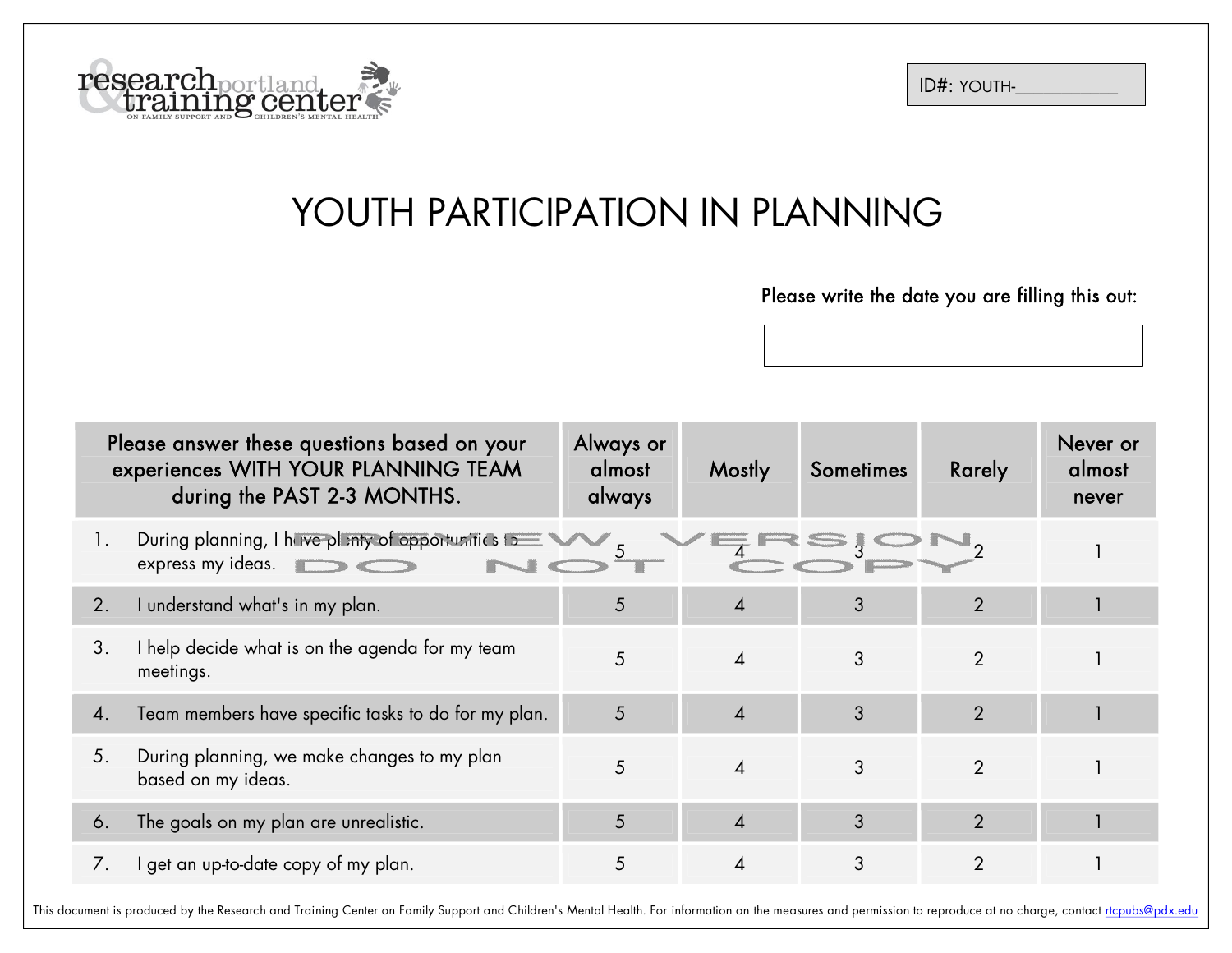research & training center portland — ON FAMILY SUPPORT AND CHILDREN'S MENTAL HEALTH

ID#: YOUTH-___________

# YOUTH PARTICIPATION IN PLANNING

Please write the date you are filling this out:

| Please answer these questions based on your experiences WITH YOUR PLANNING TEAM during the PAST 2-3 MONTHS. | Always or almost always | Mostly | Sometimes | Rarely | Never or almost never |
|---|---|---|---|---|---|
| 1. During planning, I have plenty of opportunities to express my ideas. | 5 | 4 | 3 | 2 | 1 |
| 2. I understand what's in my plan. | 5 | 4 | 3 | 2 | 1 |
| 3. I help decide what is on the agenda for my team meetings. | 5 | 4 | 3 | 2 | 1 |
| 4. Team members have specific tasks to do for my plan. | 5 | 4 | 3 | 2 | 1 |
| 5. During planning, we make changes to my plan based on my ideas. | 5 | 4 | 3 | 2 | 1 |
| 6. The goals on my plan are unrealistic. | 5 | 4 | 3 | 2 | 1 |
| 7. I get an up-to-date copy of my plan. | 5 | 4 | 3 | 2 | 1 |

This document is produced by the Research and Training Center on Family Support and Children's Mental Health. For information on the measures and permission to reproduce at no charge, contact rtcpubs@pdx.edu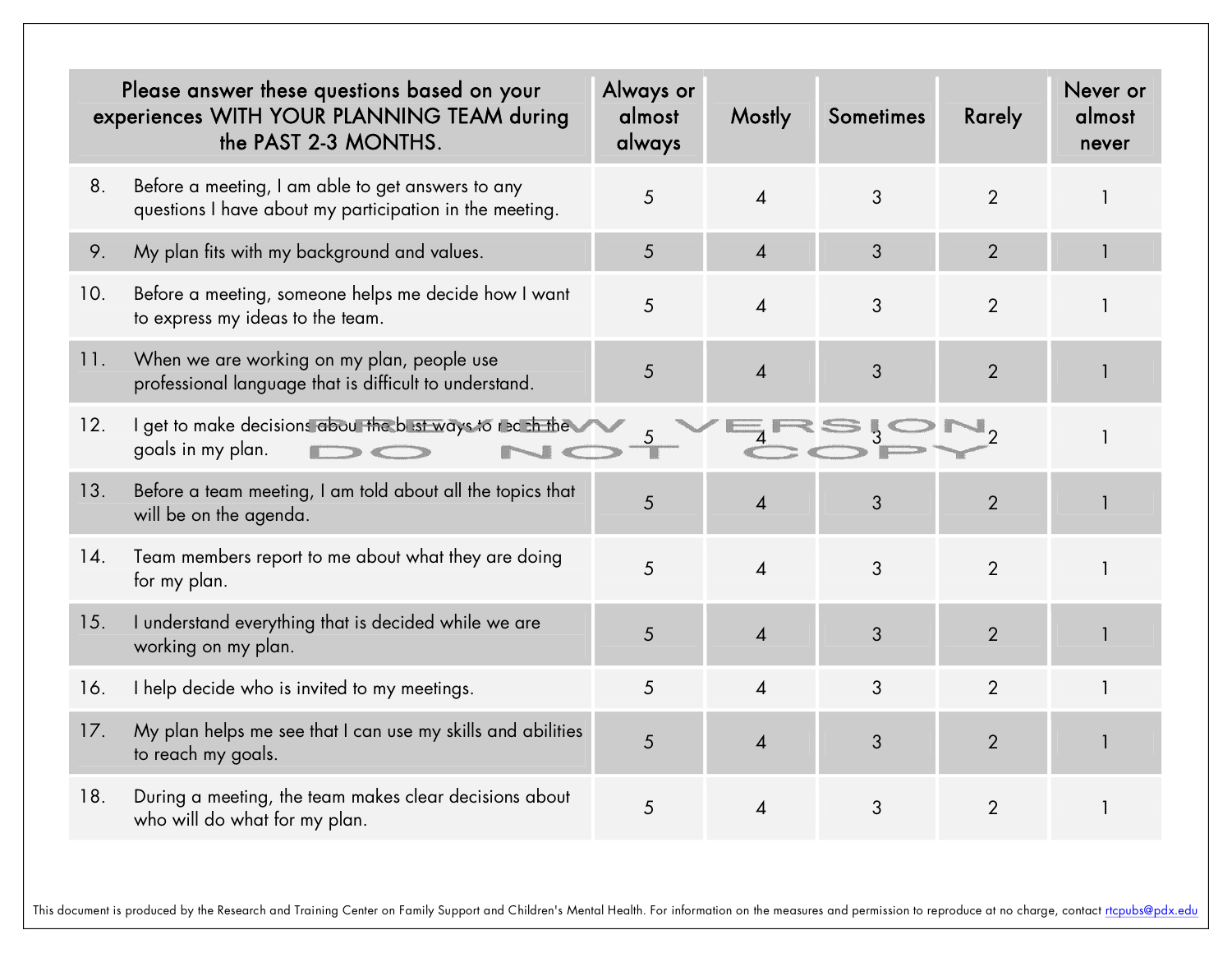| Please answer these questions based on your experiences WITH YOUR PLANNING TEAM during the PAST 2-3 MONTHS. | Always or almost always | Mostly | Sometimes | Rarely | Never or almost never |
|---|---|---|---|---|---|
| 8. Before a meeting, I am able to get answers to any questions I have about my participation in the meeting. | 5 | 4 | 3 | 2 | 1 |
| 9. My plan fits with my background and values. | 5 | 4 | 3 | 2 | 1 |
| 10. Before a meeting, someone helps me decide how I want to express my ideas to the team. | 5 | 4 | 3 | 2 | 1 |
| 11. When we are working on my plan, people use professional language that is difficult to understand. | 5 | 4 | 3 | 2 | 1 |
| 12. I get to make decisions about the best ways to reach the goals in my plan. | 5 | 4 | 3 | 2 | 1 |
| 13. Before a team meeting, I am told about all the topics that will be on the agenda. | 5 | 4 | 3 | 2 | 1 |
| 14. Team members report to me about what they are doing for my plan. | 5 | 4 | 3 | 2 | 1 |
| 15. I understand everything that is decided while we are working on my plan. | 5 | 4 | 3 | 2 | 1 |
| 16. I help decide who is invited to my meetings. | 5 | 4 | 3 | 2 | 1 |
| 17. My plan helps me see that I can use my skills and abilities to reach my goals. | 5 | 4 | 3 | 2 | 1 |
| 18. During a meeting, the team makes clear decisions about who will do what for my plan. | 5 | 4 | 3 | 2 | 1 |

This document is produced by the Research and Training Center on Family Support and Children's Mental Health. For information on the measures and permission to reproduce at no charge, contact rtcpubs@pdx.edu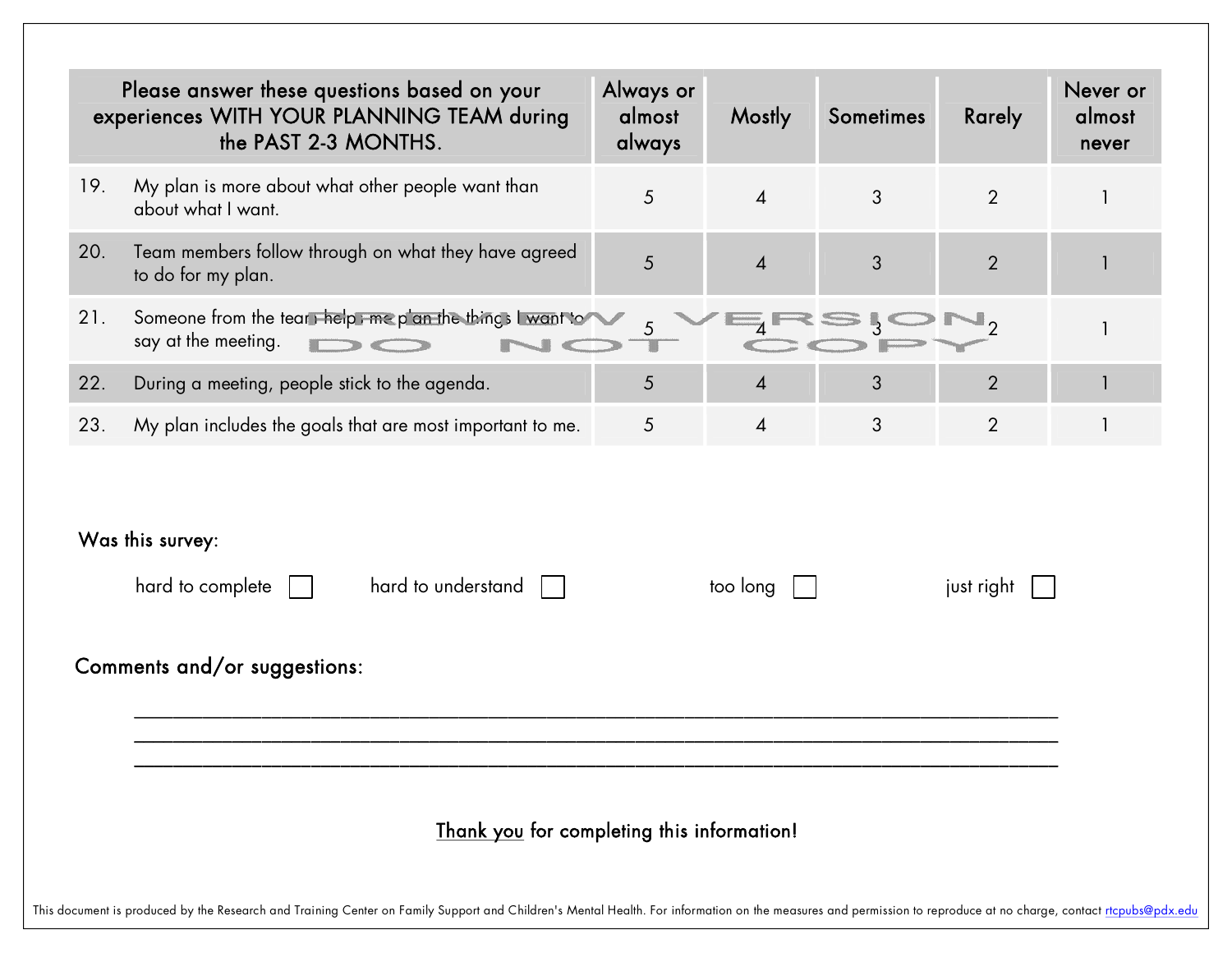| Please answer these questions based on your experiences WITH YOUR PLANNING TEAM during the PAST 2-3 MONTHS. | | Always or almost always | Mostly | Sometimes | Rarely | Never or almost never |
|---|---|---|---|---|---|---|
| 19. | My plan is more about what other people want than about what I want. | 5 | 4 | 3 | 2 | 1 |
| 20. | Team members follow through on what they have agreed to do for my plan. | 5 | 4 | 3 | 2 | 1 |
| 21. | Someone from the team helps me plan the things I want to say at the meeting. | 5 | 4 | 3 | 2 | 1 |
| 22. | During a meeting, people stick to the agenda. | 5 | 4 | 3 | 2 | 1 |
| 23. | My plan includes the goals that are most important to me. | 5 | 4 | 3 | 2 | 1 |

Was this survey:

hard to complete ☐ hard to understand ☐ too long ☐ just right ☐

Comments and/or suggestions:

______________________________________________________________________________

______________________________________________________________________________

______________________________________________________________________________

Thank you for completing this information!

This document is produced by the Research and Training Center on Family Support and Children's Mental Health. For information on the measures and permission to reproduce at no charge, contact rtcpubs@pdx.edu